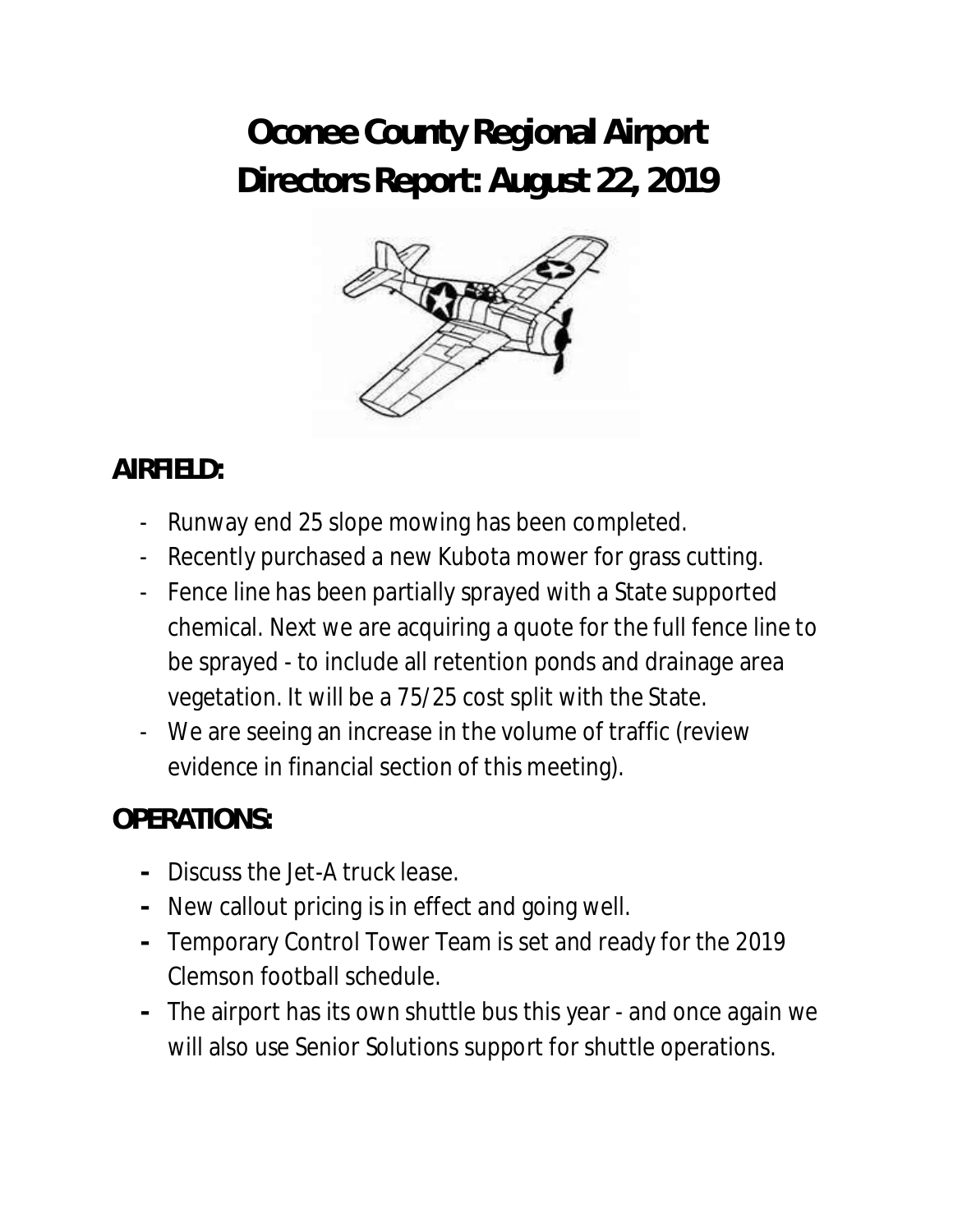# Oconee County Regional Airport
# Directors Report: August 22, 2019

## AIRFIELD:

- Runway end 25 slope mowing has been completed.
- Recently purchased a new Kubota mower for grass cutting.
- Fence line has been partially sprayed with a State supported chemical. Next we are acquiring a quote for the full fence line to be sprayed - to include all retention ponds and drainage area vegetation. It will be a 75/25 cost split with the State.
- We are seeing an increase in the volume of traffic (review evidence in financial section of this meeting).

## OPERATIONS:

- Discuss the Jet-A truck lease.
- New callout pricing is in effect and going well.
- Temporary Control Tower Team is set and ready for the 2019 Clemson football schedule.
- The airport has its own shuttle bus this year - and once again we will also use Senior Solutions support for shuttle operations.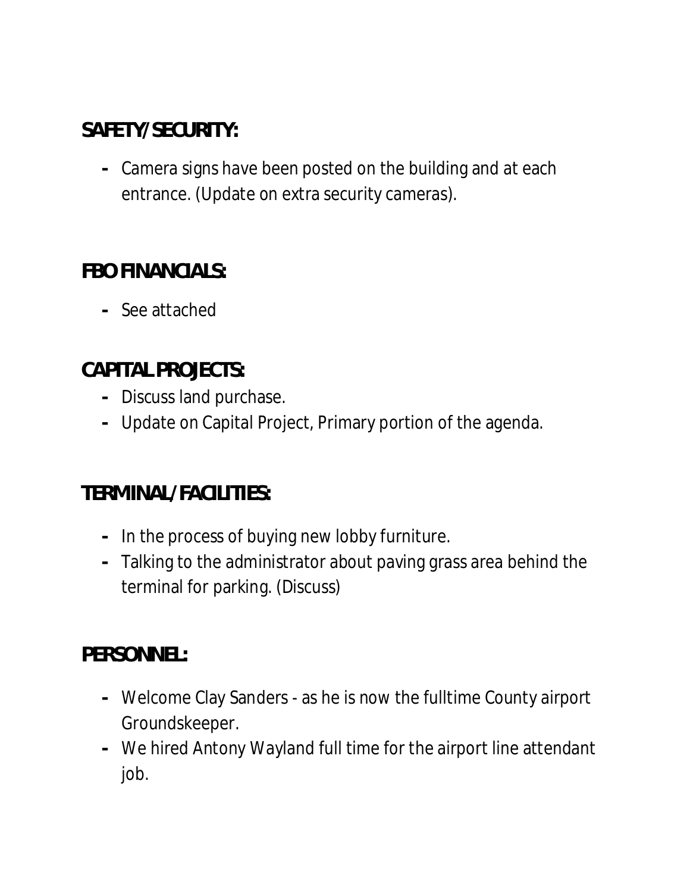## SAFETY/SECURITY:

- Camera signs have been posted on the building and at each entrance. (Update on extra security cameras).

## FBO FINANCIALS:

- See attached

## CAPITAL PROJECTS:

- Discuss land purchase.
- Update on Capital Project, Primary portion of the agenda.

## TERMINAL/FACILITIES:

- In the process of buying new lobby furniture.
- Talking to the administrator about paving grass area behind the terminal for parking. (Discuss)

## PERSONNEL:

- Welcome Clay Sanders - as he is now the fulltime County airport Groundskeeper.
- We hired Antony Wayland full time for the airport line attendant job.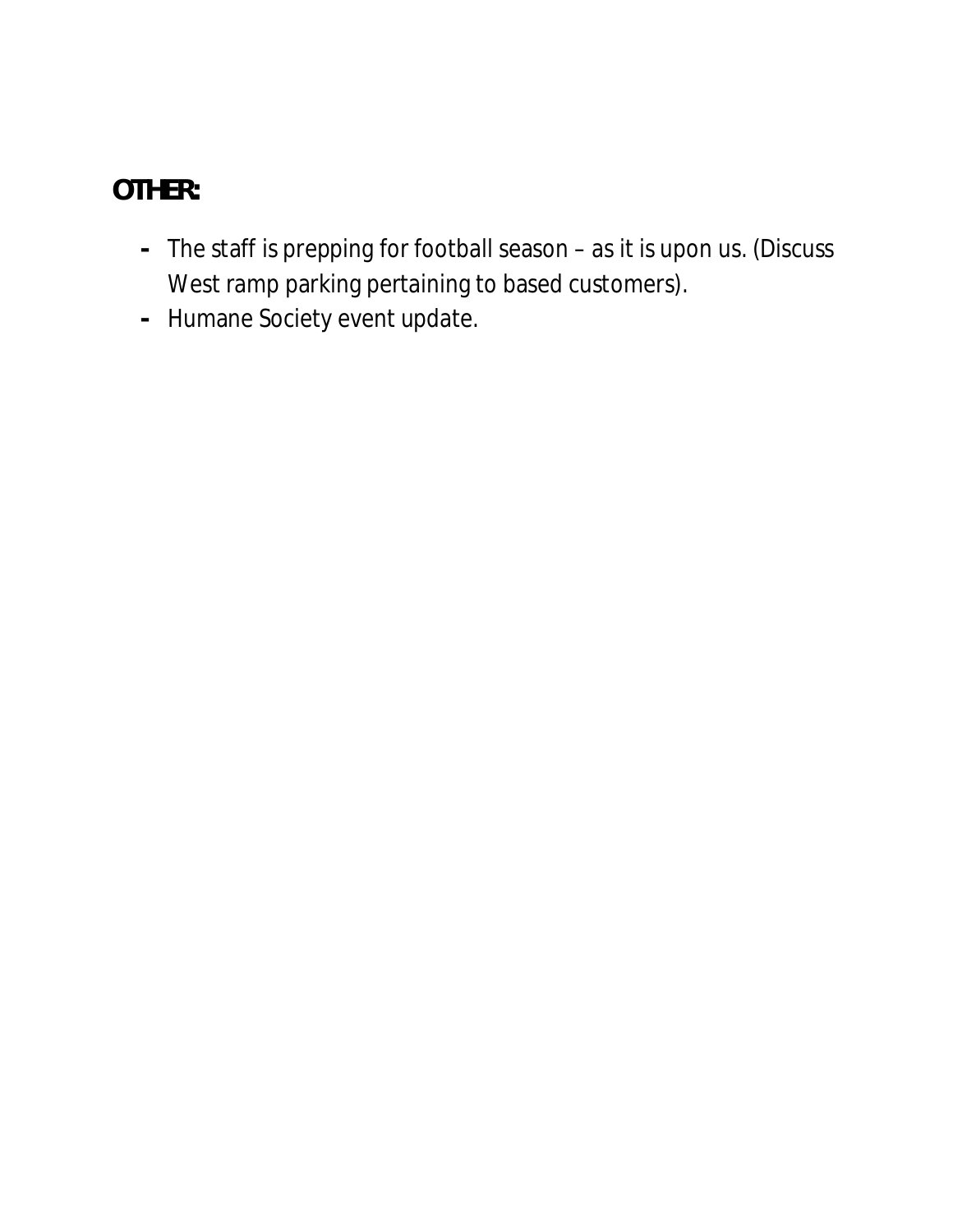**OTHER:**

- The staff is prepping for football season – as it is upon us. (Discuss West ramp parking pertaining to based customers).
- Humane Society event update.